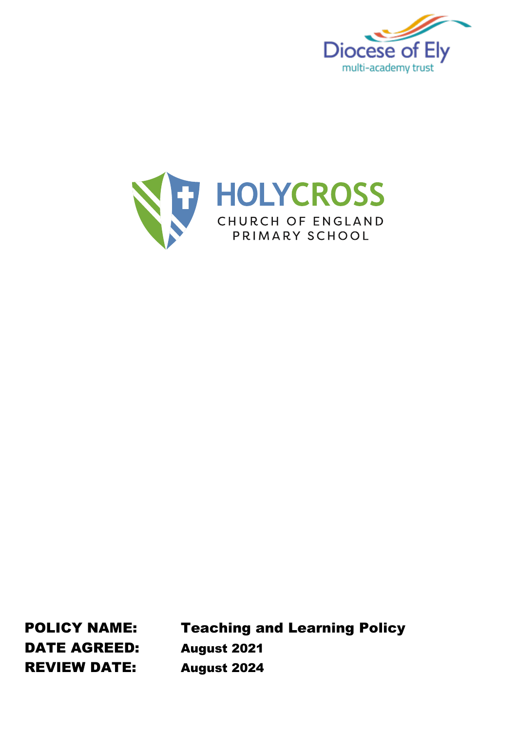Diocese of Ely

multi-academy trust

HOLYCROSS

CHURCH OF ENGLAND PRIMARY SCHOOL

**POLICY NAME:** **Teaching and Learning Policy**

**DATE AGREED:** **August 2021**

**REVIEW DATE:** **August 2024**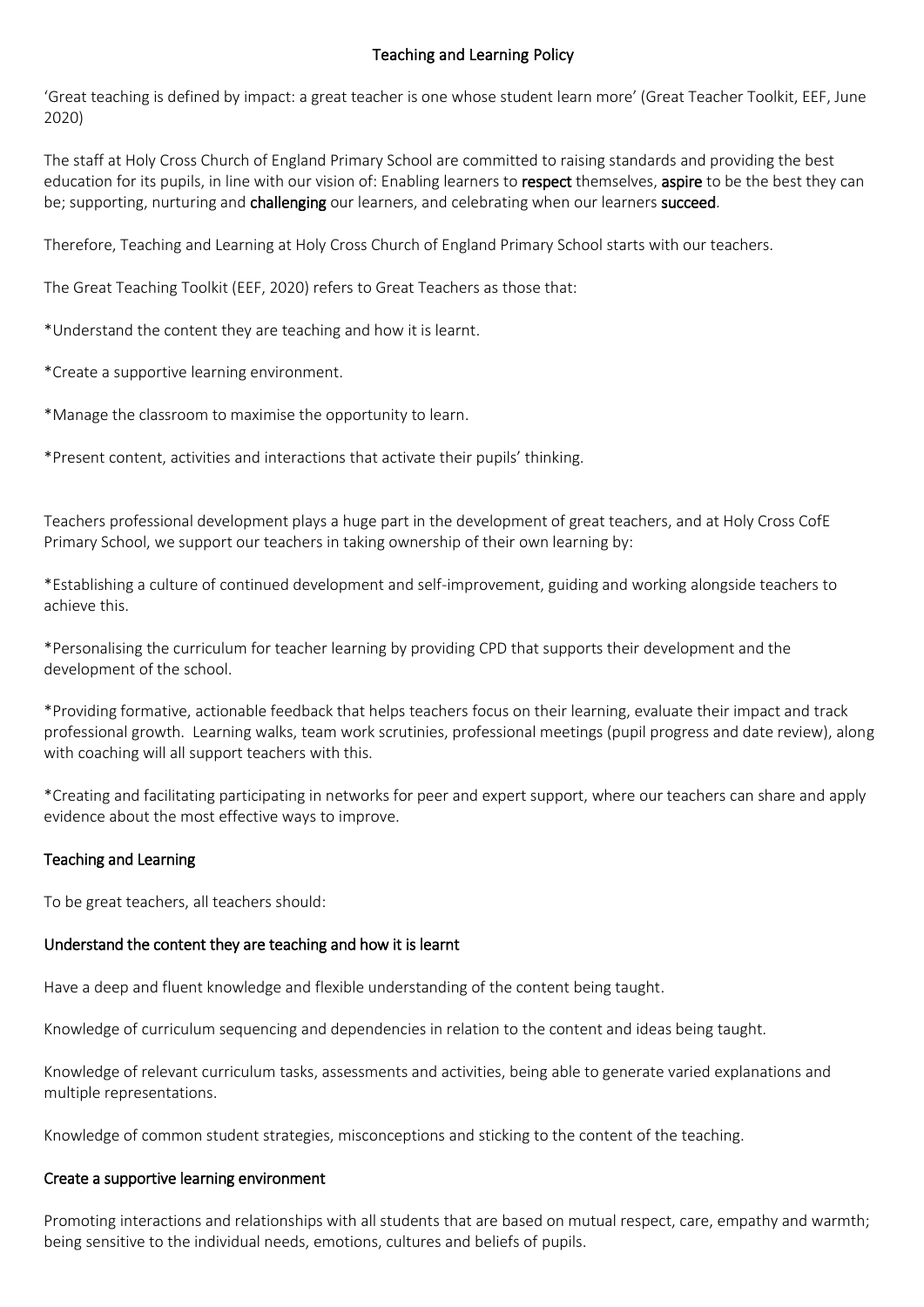# Teaching and Learning Policy

'Great teaching is defined by impact: a great teacher is one whose student learn more' (Great Teacher Toolkit, EEF, June 2020)

The staff at Holy Cross Church of England Primary School are committed to raising standards and providing the best education for its pupils, in line with our vision of: Enabling learners to **respect** themselves, **aspire** to be the best they can be; supporting, nurturing and **challenging** our learners, and celebrating when our learners **succeed**.

Therefore, Teaching and Learning at Holy Cross Church of England Primary School starts with our teachers.

The Great Teaching Toolkit (EEF, 2020) refers to Great Teachers as those that:

*Understand the content they are teaching and how it is learnt.

*Create a supportive learning environment.

*Manage the classroom to maximise the opportunity to learn.

*Present content, activities and interactions that activate their pupils' thinking.

Teachers professional development plays a huge part in the development of great teachers, and at Holy Cross CofE Primary School, we support our teachers in taking ownership of their own learning by:

*Establishing a culture of continued development and self-improvement, guiding and working alongside teachers to achieve this.

*Personalising the curriculum for teacher learning by providing CPD that supports their development and the development of the school.

*Providing formative, actionable feedback that helps teachers focus on their learning, evaluate their impact and track professional growth. Learning walks, team work scrutinies, professional meetings (pupil progress and date review), along with coaching will all support teachers with this.

*Creating and facilitating participating in networks for peer and expert support, where our teachers can share and apply evidence about the most effective ways to improve.

## Teaching and Learning

To be great teachers, all teachers should:

### Understand the content they are teaching and how it is learnt

Have a deep and fluent knowledge and flexible understanding of the content being taught.

Knowledge of curriculum sequencing and dependencies in relation to the content and ideas being taught.

Knowledge of relevant curriculum tasks, assessments and activities, being able to generate varied explanations and multiple representations.

Knowledge of common student strategies, misconceptions and sticking to the content of the teaching.

### Create a supportive learning environment

Promoting interactions and relationships with all students that are based on mutual respect, care, empathy and warmth; being sensitive to the individual needs, emotions, cultures and beliefs of pupils.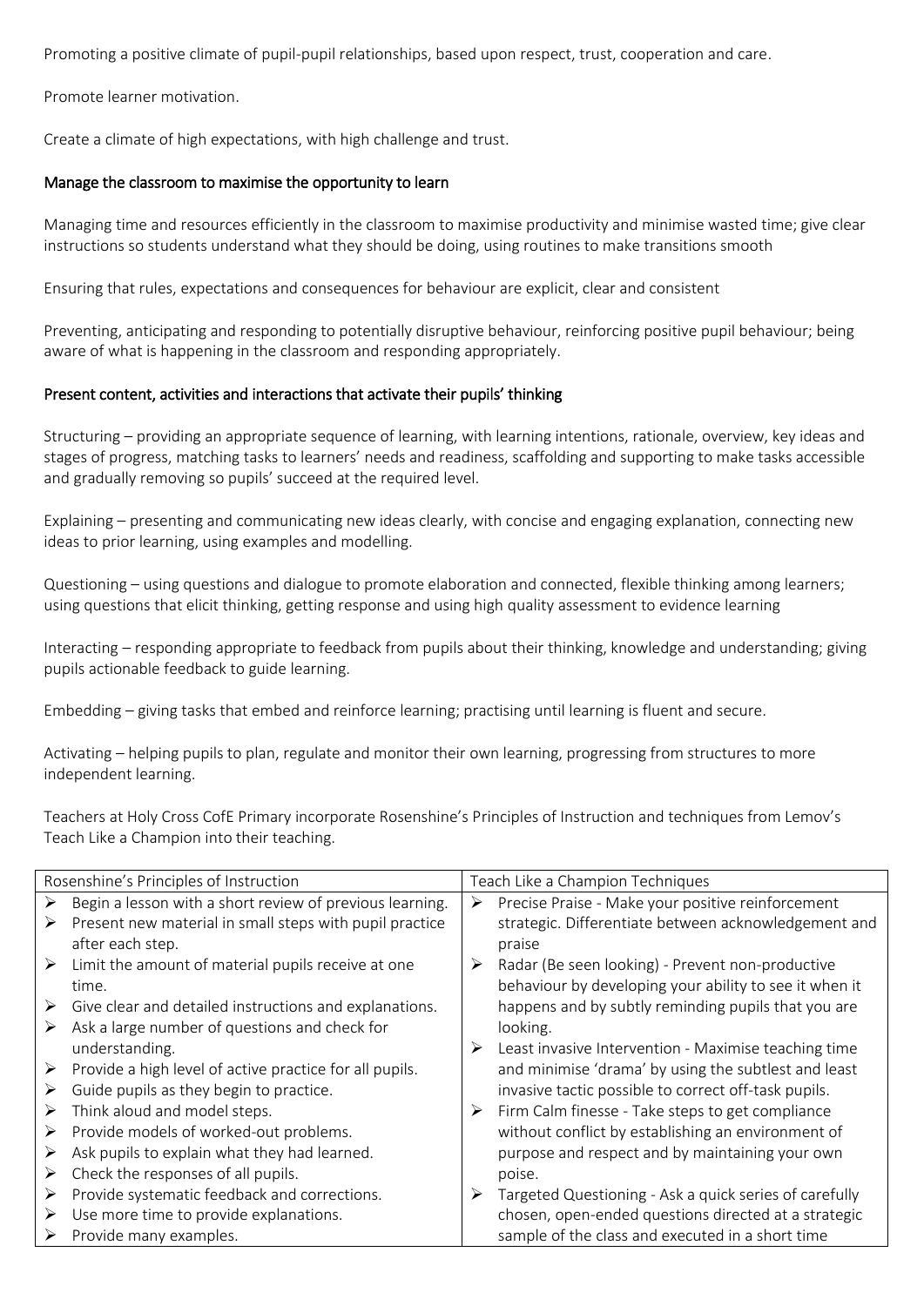Promoting a positive climate of pupil-pupil relationships, based upon respect, trust, cooperation and care.

Promote learner motivation.

Create a climate of high expectations, with high challenge and trust.

### Manage the classroom to maximise the opportunity to learn

Managing time and resources efficiently in the classroom to maximise productivity and minimise wasted time; give clear instructions so students understand what they should be doing, using routines to make transitions smooth

Ensuring that rules, expectations and consequences for behaviour are explicit, clear and consistent

Preventing, anticipating and responding to potentially disruptive behaviour, reinforcing positive pupil behaviour; being aware of what is happening in the classroom and responding appropriately.

### Present content, activities and interactions that activate their pupils' thinking

Structuring – providing an appropriate sequence of learning, with learning intentions, rationale, overview, key ideas and stages of progress, matching tasks to learners' needs and readiness, scaffolding and supporting to make tasks accessible and gradually removing so pupils' succeed at the required level.

Explaining – presenting and communicating new ideas clearly, with concise and engaging explanation, connecting new ideas to prior learning, using examples and modelling.

Questioning – using questions and dialogue to promote elaboration and connected, flexible thinking among learners; using questions that elicit thinking, getting response and using high quality assessment to evidence learning

Interacting – responding appropriate to feedback from pupils about their thinking, knowledge and understanding; giving pupils actionable feedback to guide learning.

Embedding – giving tasks that embed and reinforce learning; practising until learning is fluent and secure.

Activating – helping pupils to plan, regulate and monitor their own learning, progressing from structures to more independent learning.

Teachers at Holy Cross CofE Primary incorporate Rosenshine's Principles of Instruction and techniques from Lemov's Teach Like a Champion into their teaching.

| Rosenshine's Principles of Instruction | Teach Like a Champion Techniques |
|---|---|
| ➢ Begin a lesson with a short review of previous learning.<br>➢ Present new material in small steps with pupil practice after each step.<br>➢ Limit the amount of material pupils receive at one time.<br>➢ Give clear and detailed instructions and explanations.<br>➢ Ask a large number of questions and check for understanding.<br>➢ Provide a high level of active practice for all pupils.<br>➢ Guide pupils as they begin to practice.<br>➢ Think aloud and model steps.<br>➢ Provide models of worked-out problems.<br>➢ Ask pupils to explain what they had learned.<br>➢ Check the responses of all pupils.<br>➢ Provide systematic feedback and corrections.<br>➢ Use more time to provide explanations.<br>➢ Provide many examples. | ➢ Precise Praise - Make your positive reinforcement strategic. Differentiate between acknowledgement and praise<br>➢ Radar (Be seen looking) - Prevent non-productive behaviour by developing your ability to see it when it happens and by subtly reminding pupils that you are looking.<br>➢ Least invasive Intervention - Maximise teaching time and minimise 'drama' by using the subtlest and least invasive tactic possible to correct off-task pupils.<br>➢ Firm Calm finesse - Take steps to get compliance without conflict by establishing an environment of purpose and respect and by maintaining your own poise.<br>➢ Targeted Questioning - Ask a quick series of carefully chosen, open-ended questions directed at a strategic sample of the class and executed in a short time |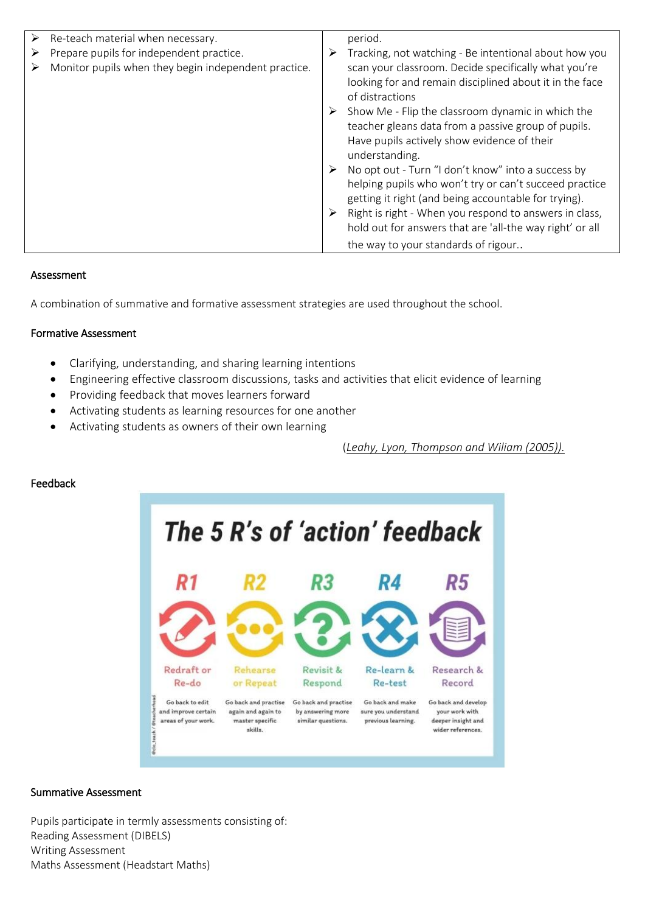| | |
|---|---|
| ➢ Re-teach material when necessary.<br>➢ Prepare pupils for independent practice.<br>➢ Monitor pupils when they begin independent practice. | period.<br>➢ Tracking, not watching - Be intentional about how you scan your classroom. Decide specifically what you're looking for and remain disciplined about it in the face of distractions<br>➢ Show Me - Flip the classroom dynamic in which the teacher gleans data from a passive group of pupils. Have pupils actively show evidence of their understanding.<br>➢ No opt out - Turn "I don't know" into a success by helping pupils who won't try or can't succeed practice getting it right (and being accountable for trying).<br>➢ Right is right - When you respond to answers in class, hold out for answers that are 'all-the way right' or all the way to your standards of rigour.. |

## Assessment

A combination of summative and formative assessment strategies are used throughout the school.

## Formative Assessment

- Clarifying, understanding, and sharing learning intentions
- Engineering effective classroom discussions, tasks and activities that elicit evidence of learning
- Providing feedback that moves learners forward
- Activating students as learning resources for one another
- Activating students as owners of their own learning

(*Leahy, Lyon, Thompson and Wiliam (2005)).*

## Feedback

**The 5 R's of 'action' feedback**

| R1 | R2 | R3 | R4 | R5 |
|---|---|---|---|---|
| Redraft or Re-do | Rehearse or Repeat | Revisit & Respond | Re-learn & Re-test | Research & Record |
| Go back to edit and improve certain areas of your work. | Go back and practise again and again to master specific skills. | Go back and practise by answering more similar questions. | Go back and make sure you understand previous learning. | Go back and develop your work with deeper insight and wider references. |

## Summative Assessment

Pupils participate in termly assessments consisting of:
Reading Assessment (DIBELS)
Writing Assessment
Maths Assessment (Headstart Maths)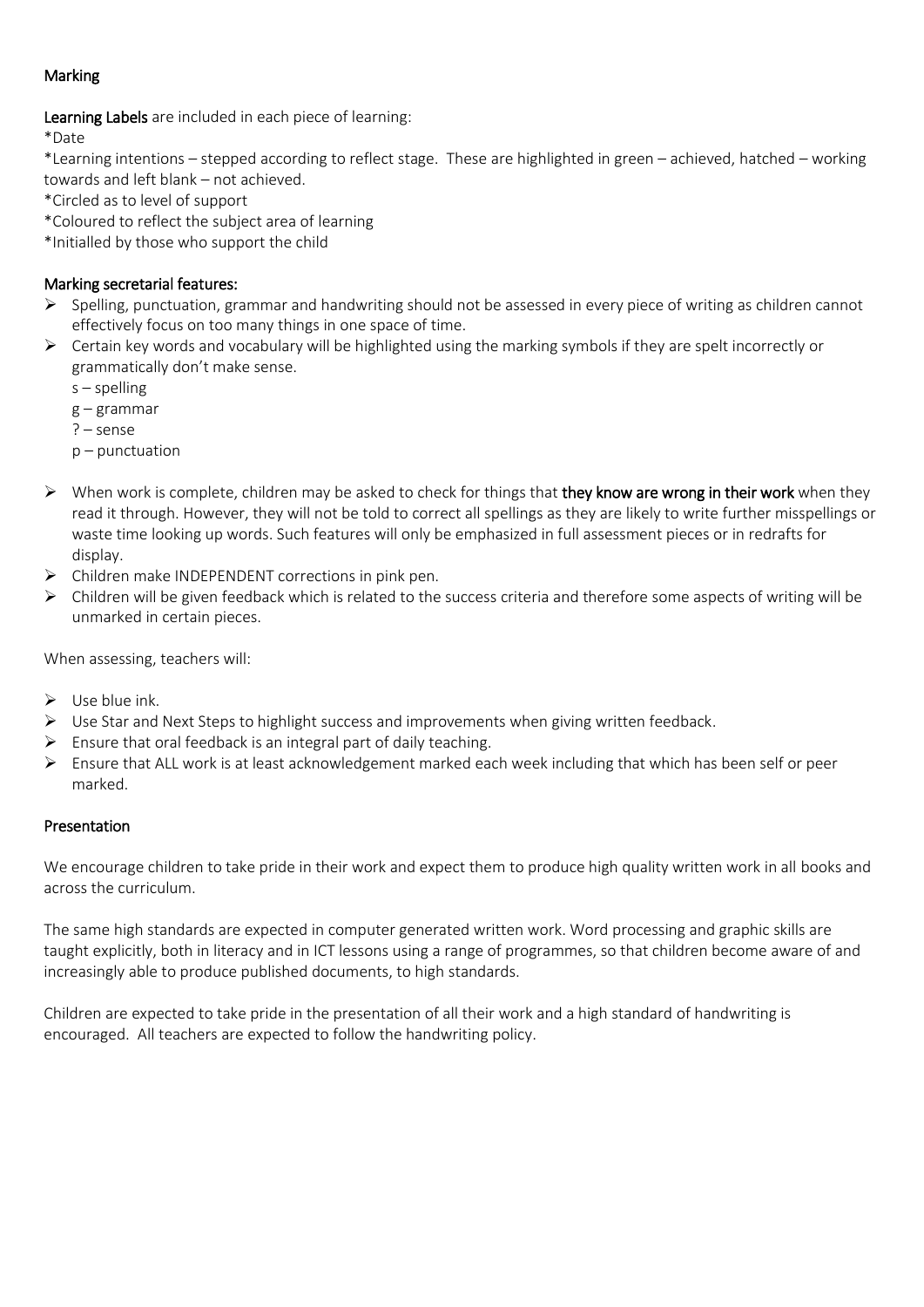## Marking

**Learning Labels** are included in each piece of learning:

*Date

*Learning intentions – stepped according to reflect stage. These are highlighted in green – achieved, hatched – working towards and left blank – not achieved.

*Circled as to level of support

*Coloured to reflect the subject area of learning

*Initialled by those who support the child

### Marking secretarial features:

- Spelling, punctuation, grammar and handwriting should not be assessed in every piece of writing as children cannot effectively focus on too many things in one space of time.
- Certain key words and vocabulary will be highlighted using the marking symbols if they are spelt incorrectly or grammatically don't make sense.

  s – spelling

  g – grammar

  ? – sense

  p – punctuation

- When work is complete, children may be asked to check for things that **they know are wrong in their work** when they read it through. However, they will not be told to correct all spellings as they are likely to write further misspellings or waste time looking up words. Such features will only be emphasized in full assessment pieces or in redrafts for display.
- Children make INDEPENDENT corrections in pink pen.
- Children will be given feedback which is related to the success criteria and therefore some aspects of writing will be unmarked in certain pieces.

When assessing, teachers will:

- Use blue ink.
- Use Star and Next Steps to highlight success and improvements when giving written feedback.
- Ensure that oral feedback is an integral part of daily teaching.
- Ensure that ALL work is at least acknowledgement marked each week including that which has been self or peer marked.

## Presentation

We encourage children to take pride in their work and expect them to produce high quality written work in all books and across the curriculum.

The same high standards are expected in computer generated written work. Word processing and graphic skills are taught explicitly, both in literacy and in ICT lessons using a range of programmes, so that children become aware of and increasingly able to produce published documents, to high standards.

Children are expected to take pride in the presentation of all their work and a high standard of handwriting is encouraged. All teachers are expected to follow the handwriting policy.